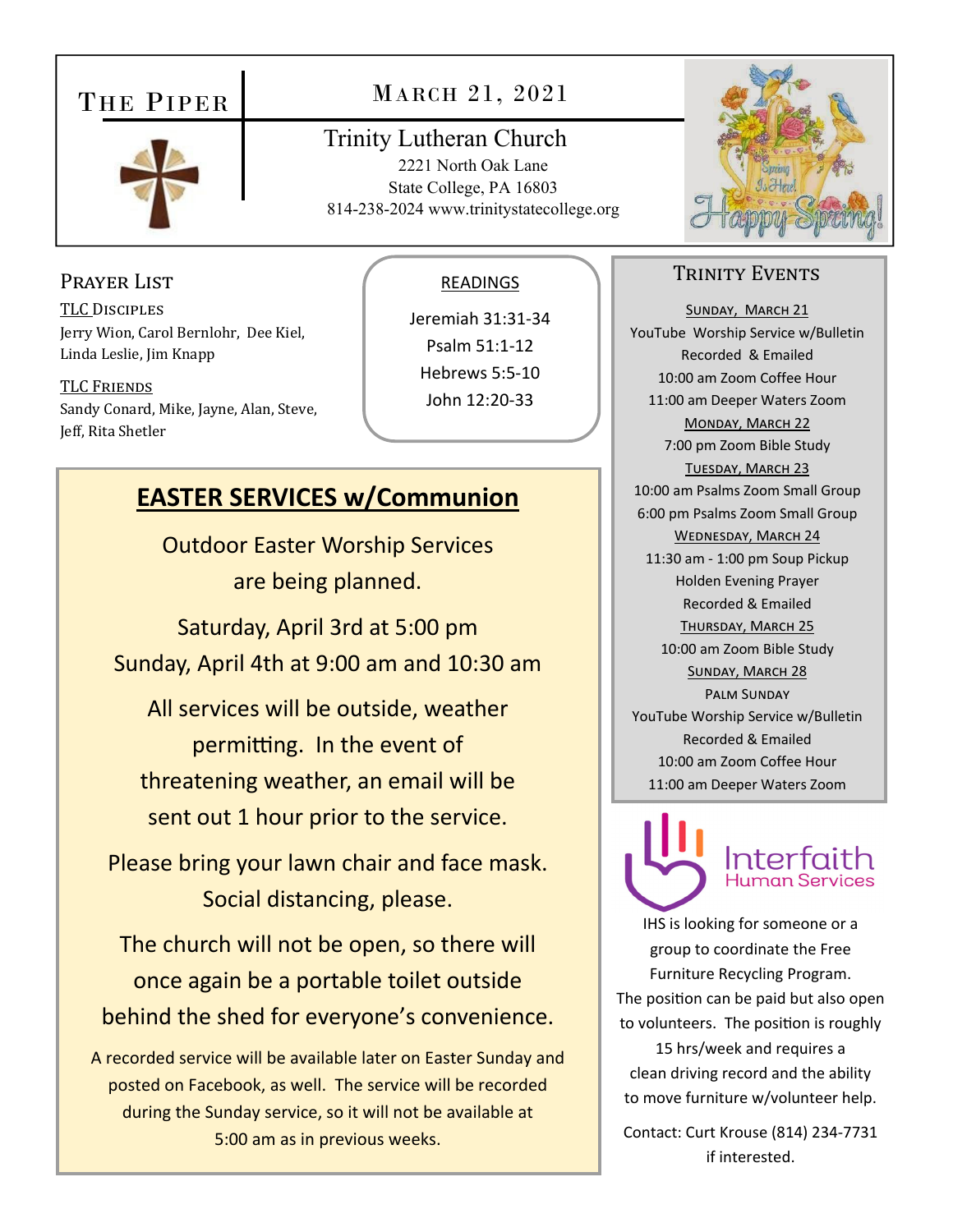# The Piper

## March 21, 2021

Trinity Lutheran Church
2221 North Oak Lane
State College, PA 16803
814-238-2024 www.trinitystatecollege.org

### Prayer List

TLC Disciples
Jerry Wion, Carol Bernlohr, Dee Kiel, Linda Leslie, Jim Knapp

TLC Friends
Sandy Conard, Mike, Jayne, Alan, Steve, Jeff, Rita Shetler

### READINGS

Jeremiah 31:31-34
Psalm 51:1-12
Hebrews 5:5-10
John 12:20-33

## EASTER SERVICES w/Communion

Outdoor Easter Worship Services are being planned.

Saturday, April 3rd at 5:00 pm
Sunday, April 4th at 9:00 am and 10:30 am

All services will be outside, weather permitting. In the event of threatening weather, an email will be sent out 1 hour prior to the service.

Please bring your lawn chair and face mask. Social distancing, please.

The church will not be open, so there will once again be a portable toilet outside behind the shed for everyone's convenience.

A recorded service will be available later on Easter Sunday and posted on Facebook, as well. The service will be recorded during the Sunday service, so it will not be available at 5:00 am as in previous weeks.

### Trinity Events

Sunday, March 21
YouTube Worship Service w/Bulletin
Recorded & Emailed
10:00 am Zoom Coffee Hour
11:00 am Deeper Waters Zoom

Monday, March 22
7:00 pm Zoom Bible Study

Tuesday, March 23
10:00 am Psalms Zoom Small Group
6:00 pm Psalms Zoom Small Group

Wednesday, March 24
11:30 am - 1:00 pm Soup Pickup
Holden Evening Prayer
Recorded & Emailed

Thursday, March 25
10:00 am Zoom Bible Study

Sunday, March 28
Palm Sunday
YouTube Worship Service w/Bulletin
Recorded & Emailed
10:00 am Zoom Coffee Hour
11:00 am Deeper Waters Zoom

### Interfaith Human Services

IHS is looking for someone or a group to coordinate the Free Furniture Recycling Program. The position can be paid but also open to volunteers. The position is roughly 15 hrs/week and requires a clean driving record and the ability to move furniture w/volunteer help.

Contact: Curt Krouse (814) 234-7731 if interested.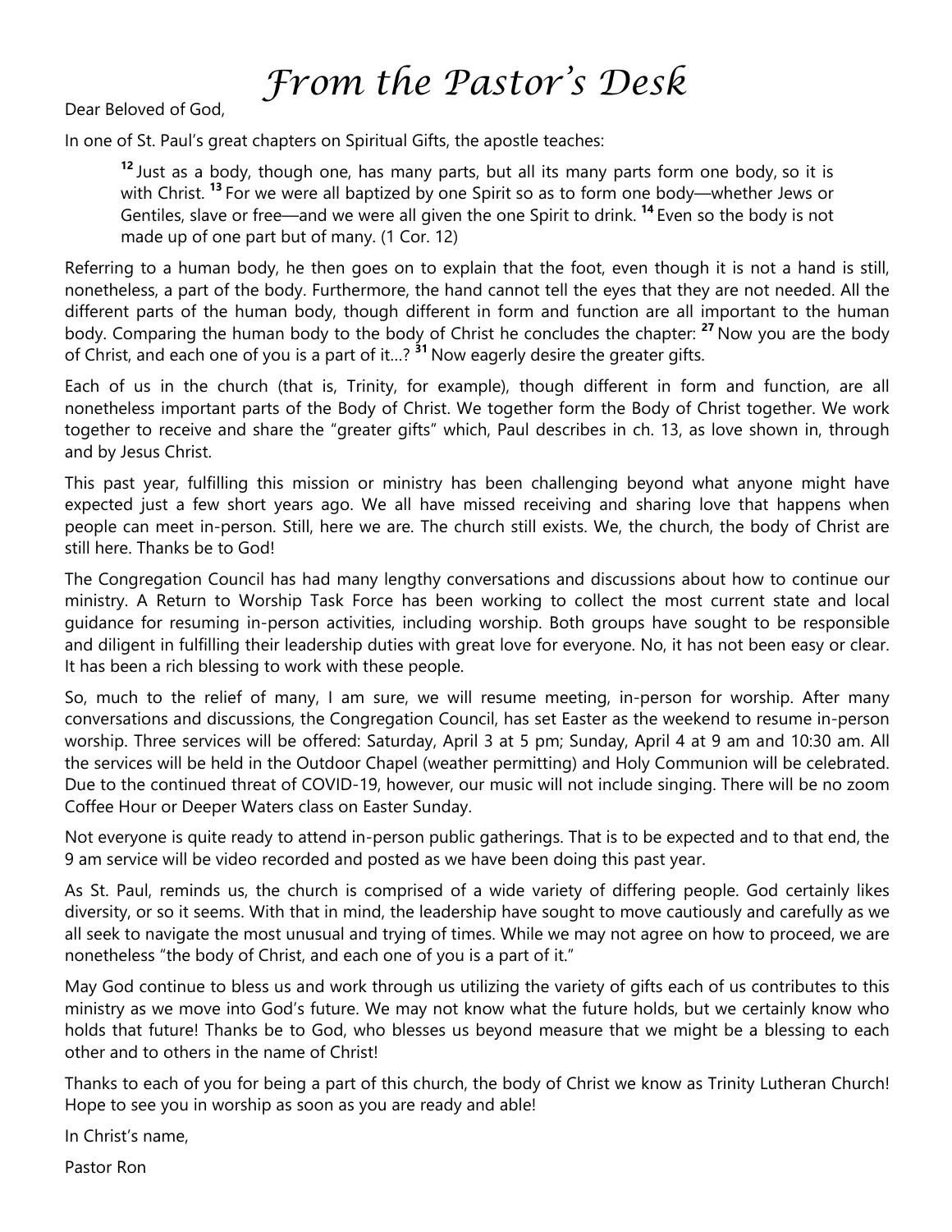# *From the Pastor's Desk*

Dear Beloved of God,

In one of St. Paul's great chapters on Spiritual Gifts, the apostle teaches:

> **12** Just as a body, though one, has many parts, but all its many parts form one body, so it is with Christ. **13** For we were all baptized by one Spirit so as to form one body—whether Jews or Gentiles, slave or free—and we were all given the one Spirit to drink. **14** Even so the body is not made up of one part but of many. (1 Cor. 12)

Referring to a human body, he then goes on to explain that the foot, even though it is not a hand is still, nonetheless, a part of the body. Furthermore, the hand cannot tell the eyes that they are not needed. All the different parts of the human body, though different in form and function are all important to the human body. Comparing the human body to the body of Christ he concludes the chapter: **27** Now you are the body of Christ, and each one of you is a part of it…? **31** Now eagerly desire the greater gifts.

Each of us in the church (that is, Trinity, for example), though different in form and function, are all nonetheless important parts of the Body of Christ. We together form the Body of Christ together. We work together to receive and share the "greater gifts" which, Paul describes in ch. 13, as love shown in, through and by Jesus Christ.

This past year, fulfilling this mission or ministry has been challenging beyond what anyone might have expected just a few short years ago. We all have missed receiving and sharing love that happens when people can meet in-person. Still, here we are. The church still exists. We, the church, the body of Christ are still here. Thanks be to God!

The Congregation Council has had many lengthy conversations and discussions about how to continue our ministry. A Return to Worship Task Force has been working to collect the most current state and local guidance for resuming in-person activities, including worship. Both groups have sought to be responsible and diligent in fulfilling their leadership duties with great love for everyone. No, it has not been easy or clear. It has been a rich blessing to work with these people.

So, much to the relief of many, I am sure, we will resume meeting, in-person for worship. After many conversations and discussions, the Congregation Council, has set Easter as the weekend to resume in-person worship. Three services will be offered: Saturday, April 3 at 5 pm; Sunday, April 4 at 9 am and 10:30 am. All the services will be held in the Outdoor Chapel (weather permitting) and Holy Communion will be celebrated. Due to the continued threat of COVID-19, however, our music will not include singing. There will be no zoom Coffee Hour or Deeper Waters class on Easter Sunday.

Not everyone is quite ready to attend in-person public gatherings. That is to be expected and to that end, the 9 am service will be video recorded and posted as we have been doing this past year.

As St. Paul, reminds us, the church is comprised of a wide variety of differing people. God certainly likes diversity, or so it seems. With that in mind, the leadership have sought to move cautiously and carefully as we all seek to navigate the most unusual and trying of times. While we may not agree on how to proceed, we are nonetheless "the body of Christ, and each one of you is a part of it."

May God continue to bless us and work through us utilizing the variety of gifts each of us contributes to this ministry as we move into God's future. We may not know what the future holds, but we certainly know who holds that future! Thanks be to God, who blesses us beyond measure that we might be a blessing to each other and to others in the name of Christ!

Thanks to each of you for being a part of this church, the body of Christ we know as Trinity Lutheran Church! Hope to see you in worship as soon as you are ready and able!

In Christ's name,

Pastor Ron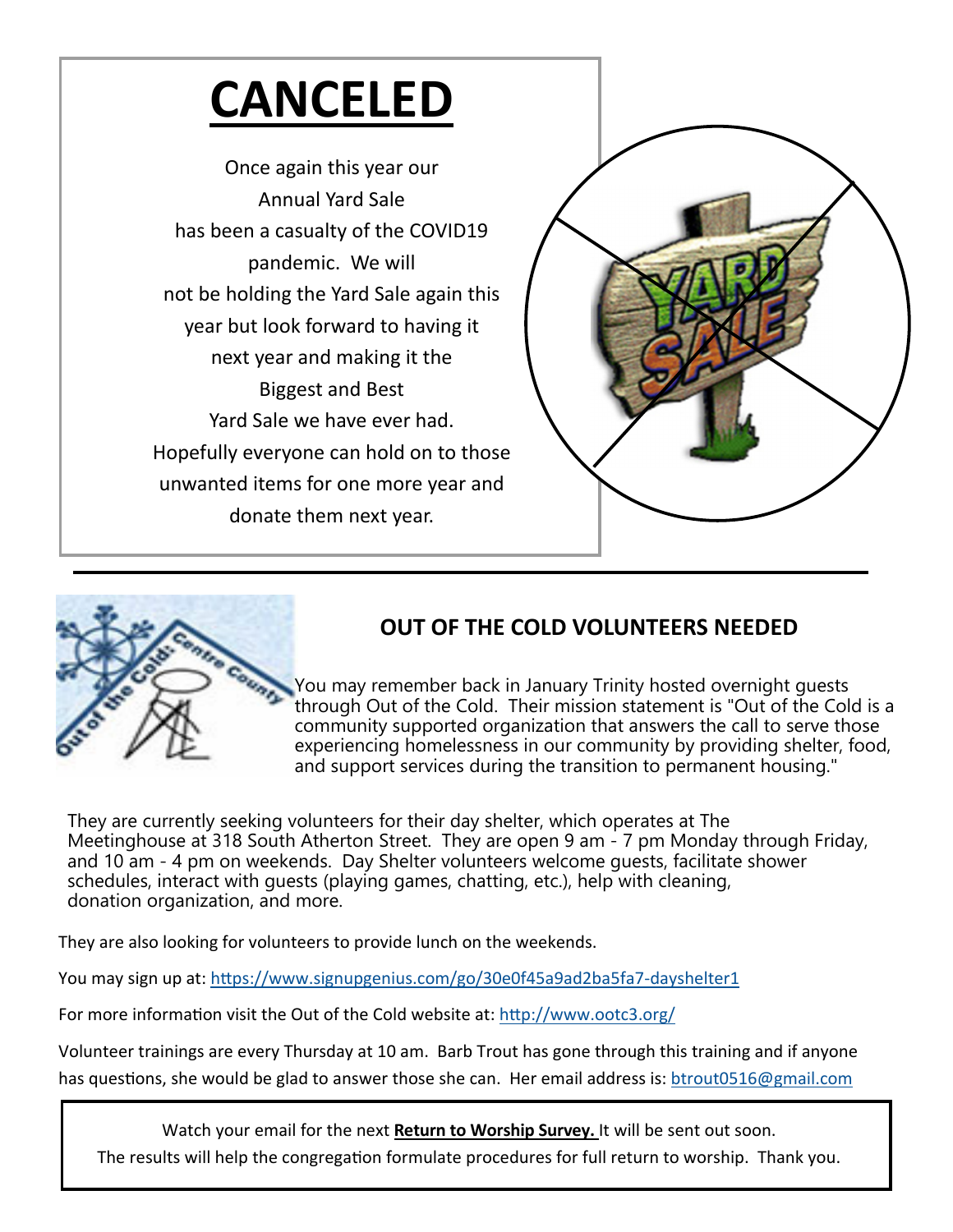# CANCELED

Once again this year our Annual Yard Sale has been a casualty of the COVID19 pandemic. We will not be holding the Yard Sale again this year but look forward to having it next year and making it the Biggest and Best Yard Sale we have ever had. Hopefully everyone can hold on to those unwanted items for one more year and donate them next year.

---

## OUT OF THE COLD VOLUNTEERS NEEDED

You may remember back in January Trinity hosted overnight guests through Out of the Cold. Their mission statement is "Out of the Cold is a community supported organization that answers the call to serve those experiencing homelessness in our community by providing shelter, food, and support services during the transition to permanent housing."

They are currently seeking volunteers for their day shelter, which operates at The Meetinghouse at 318 South Atherton Street. They are open 9 am - 7 pm Monday through Friday, and 10 am - 4 pm on weekends. Day Shelter volunteers welcome guests, facilitate shower schedules, interact with guests (playing games, chatting, etc.), help with cleaning, donation organization, and more.

They are also looking for volunteers to provide lunch on the weekends.

You may sign up at: https://www.signupgenius.com/go/30e0f45a9ad2ba5fa7-dayshelter1

For more information visit the Out of the Cold website at: http://www.ootc3.org/

Volunteer trainings are every Thursday at 10 am. Barb Trout has gone through this training and if anyone has questions, she would be glad to answer those she can. Her email address is: btrout0516@gmail.com

---

Watch your email for the next **Return to Worship Survey.** It will be sent out soon.
The results will help the congregation formulate procedures for full return to worship. Thank you.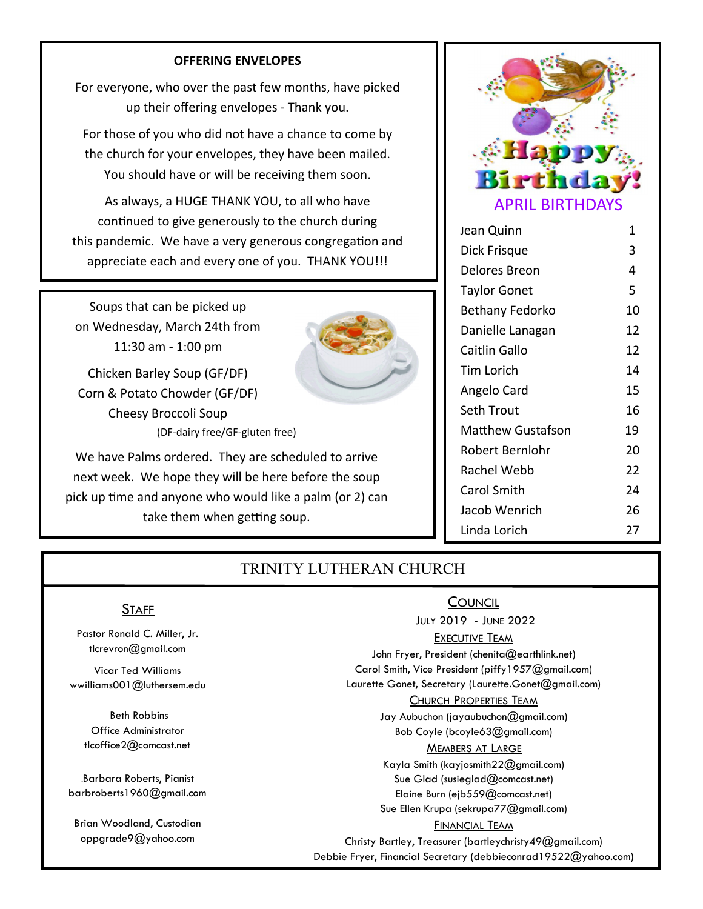## OFFERING ENVELOPES

For everyone, who over the past few months, have picked up their offering envelopes - Thank you.

For those of you who did not have a chance to come by the church for your envelopes, they have been mailed. You should have or will be receiving them soon.

As always, a HUGE THANK YOU, to all who have continued to give generously to the church during this pandemic. We have a very generous congregation and appreciate each and every one of you. THANK YOU!!!

Soups that can be picked up on Wednesday, March 24th from 11:30 am - 1:00 pm

Chicken Barley Soup (GF/DF)
Corn & Potato Chowder (GF/DF)
Cheesy Broccoli Soup
(DF-dairy free/GF-gluten free)

We have Palms ordered. They are scheduled to arrive next week. We hope they will be here before the soup pick up time and anyone who would like a palm (or 2) can take them when getting soup.

## Happy Birthday!

### APRIL BIRTHDAYS

| Name | Day |
|---|---|
| Jean Quinn | 1 |
| Dick Frisque | 3 |
| Delores Breon | 4 |
| Taylor Gonet | 5 |
| Bethany Fedorko | 10 |
| Danielle Lanagan | 12 |
| Caitlin Gallo | 12 |
| Tim Lorich | 14 |
| Angelo Card | 15 |
| Seth Trout | 16 |
| Matthew Gustafson | 19 |
| Robert Bernlohr | 20 |
| Rachel Webb | 22 |
| Carol Smith | 24 |
| Jacob Wenrich | 26 |
| Linda Lorich | 27 |

## TRINITY LUTHERAN CHURCH

### STAFF

Pastor Ronald C. Miller, Jr.
tlcrevron@gmail.com

Vicar Ted Williams
wwilliams001@luthersem.edu

Beth Robbins
Office Administrator
tlcoffice2@comcast.net

Barbara Roberts, Pianist
barbroberts1960@gmail.com

Brian Woodland, Custodian
oppgrade9@yahoo.com

### COUNCIL

JULY 2019 - JUNE 2022

EXECUTIVE TEAM

John Fryer, President (chenita@earthlink.net)
Carol Smith, Vice President (piffy1957@gmail.com)
Laurette Gonet, Secretary (Laurette.Gonet@gmail.com)

CHURCH PROPERTIES TEAM

Jay Aubuchon (jayaubuchon@gmail.com)
Bob Coyle (bcoyle63@gmail.com)

MEMBERS AT LARGE

Kayla Smith (kayjosmith22@gmail.com)
Sue Glad (susieglad@comcast.net)
Elaine Burn (ejb559@comcast.net)
Sue Ellen Krupa (sekrupa77@gmail.com)

FINANCIAL TEAM

Christy Bartley, Treasurer (bartleychristy49@gmail.com)
Debbie Fryer, Financial Secretary (debbieconrad19522@yahoo.com)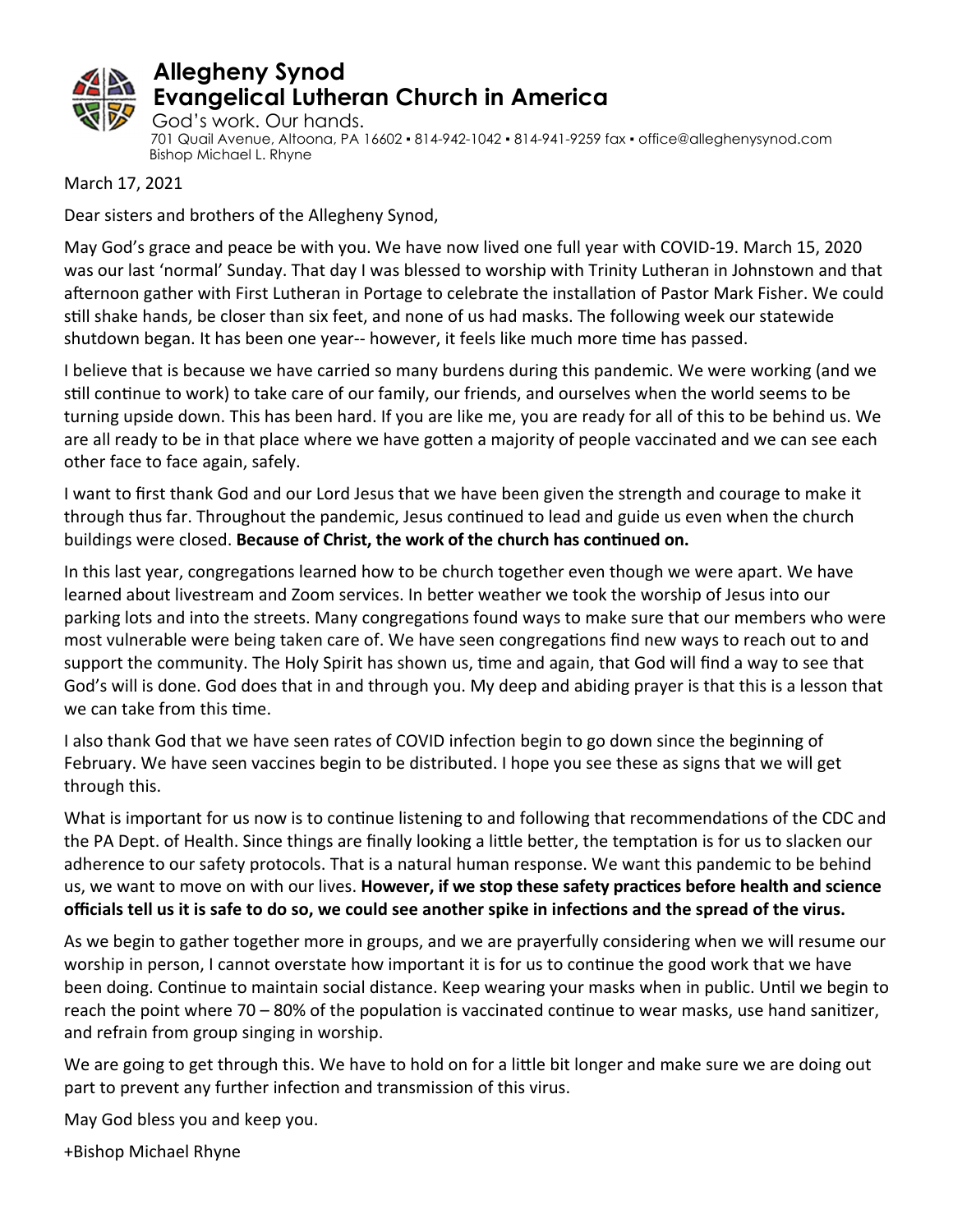# Allegheny Synod
# Evangelical Lutheran Church in America

God's work. Our hands.

701 Quail Avenue, Altoona, PA 16602 ▪ 814-942-1042 ▪ 814-941-9259 fax ▪ office@alleghenysynod.com

Bishop Michael L. Rhyne

March 17, 2021

Dear sisters and brothers of the Allegheny Synod,

May God's grace and peace be with you. We have now lived one full year with COVID-19. March 15, 2020 was our last 'normal' Sunday. That day I was blessed to worship with Trinity Lutheran in Johnstown and that afternoon gather with First Lutheran in Portage to celebrate the installation of Pastor Mark Fisher. We could still shake hands, be closer than six feet, and none of us had masks. The following week our statewide shutdown began. It has been one year-- however, it feels like much more time has passed.

I believe that is because we have carried so many burdens during this pandemic. We were working (and we still continue to work) to take care of our family, our friends, and ourselves when the world seems to be turning upside down. This has been hard. If you are like me, you are ready for all of this to be behind us. We are all ready to be in that place where we have gotten a majority of people vaccinated and we can see each other face to face again, safely.

I want to first thank God and our Lord Jesus that we have been given the strength and courage to make it through thus far. Throughout the pandemic, Jesus continued to lead and guide us even when the church buildings were closed. **Because of Christ, the work of the church has continued on.**

In this last year, congregations learned how to be church together even though we were apart. We have learned about livestream and Zoom services. In better weather we took the worship of Jesus into our parking lots and into the streets. Many congregations found ways to make sure that our members who were most vulnerable were being taken care of. We have seen congregations find new ways to reach out to and support the community. The Holy Spirit has shown us, time and again, that God will find a way to see that God's will is done. God does that in and through you. My deep and abiding prayer is that this is a lesson that we can take from this time.

I also thank God that we have seen rates of COVID infection begin to go down since the beginning of February. We have seen vaccines begin to be distributed. I hope you see these as signs that we will get through this.

What is important for us now is to continue listening to and following that recommendations of the CDC and the PA Dept. of Health. Since things are finally looking a little better, the temptation is for us to slacken our adherence to our safety protocols. That is a natural human response. We want this pandemic to be behind us, we want to move on with our lives. **However, if we stop these safety practices before health and science officials tell us it is safe to do so, we could see another spike in infections and the spread of the virus.**

As we begin to gather together more in groups, and we are prayerfully considering when we will resume our worship in person, I cannot overstate how important it is for us to continue the good work that we have been doing. Continue to maintain social distance. Keep wearing your masks when in public. Until we begin to reach the point where 70 – 80% of the population is vaccinated continue to wear masks, use hand sanitizer, and refrain from group singing in worship.

We are going to get through this. We have to hold on for a little bit longer and make sure we are doing out part to prevent any further infection and transmission of this virus.

May God bless you and keep you.

+Bishop Michael Rhyne